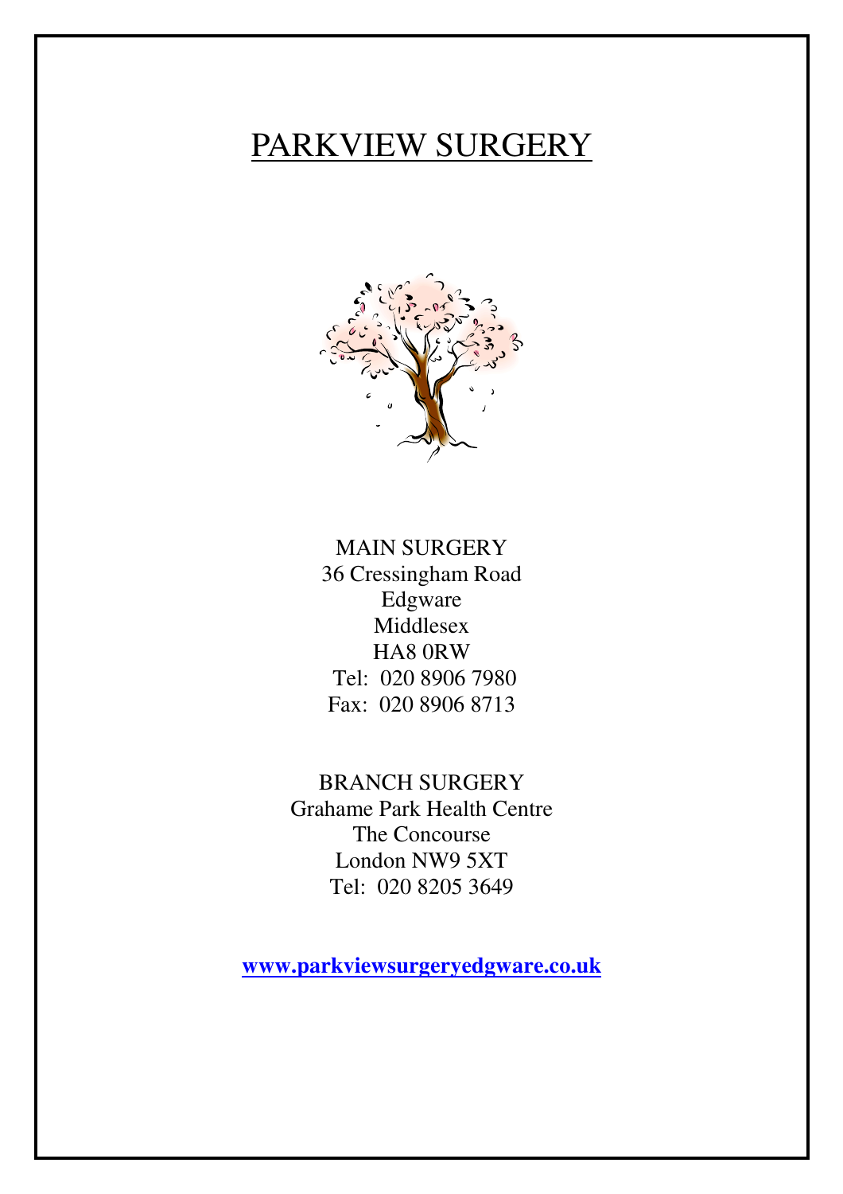# PARKVIEW SURGERY

MAIN SURGERY
36 Cressingham Road
Edgware
Middlesex
HA8 0RW
Tel: 020 8906 7980
Fax: 020 8906 8713

BRANCH SURGERY
Grahame Park Health Centre
The Concourse
London NW9 5XT
Tel: 020 8205 3649

**www.parkviewsurgeryedgware.co.uk**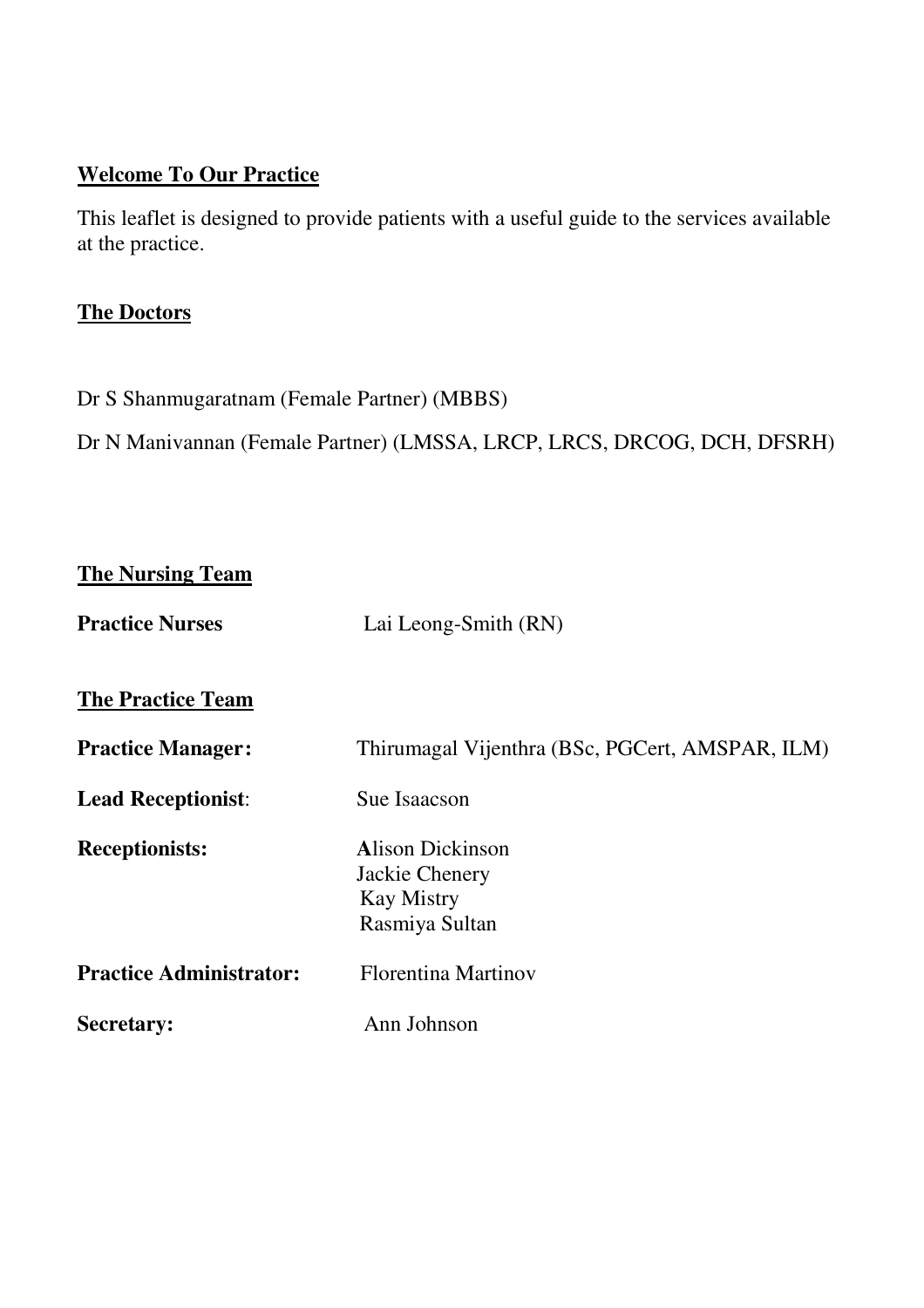## Welcome To Our Practice

This leaflet is designed to provide patients with a useful guide to the services available at the practice.

## The Doctors

Dr S Shanmugaratnam (Female Partner) (MBBS)

Dr N Manivannan (Female Partner) (LMSSA, LRCP, LRCS, DRCOG, DCH, DFSRH)

## The Nursing Team

**Practice Nurses** Lai Leong-Smith (RN)

## The Practice Team

**Practice Manager:** Thirumagal Vijenthra (BSc, PGCert, AMSPAR, ILM)

**Lead Receptionist**: Sue Isaacson

**Receptionists:**
Alison Dickinson
Jackie Chenery
Kay Mistry
Rasmiya Sultan

**Practice Administrator:** Florentina Martinov

**Secretary:** Ann Johnson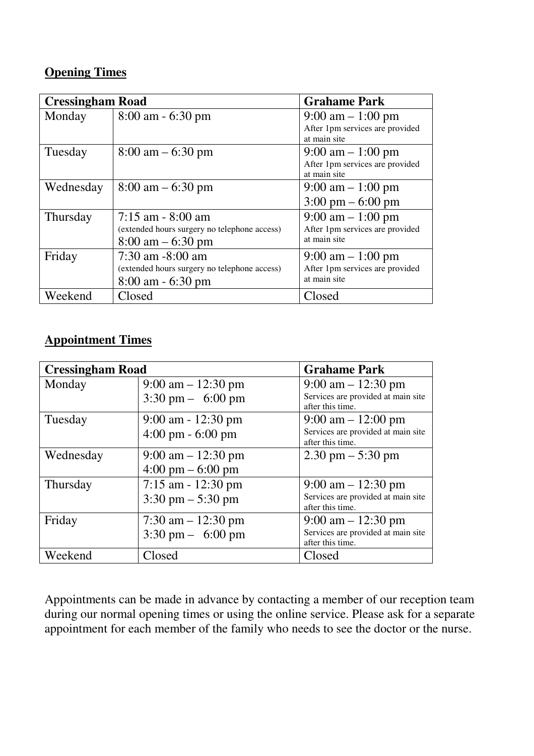**Opening Times**

| Cressingham Road | | Grahame Park |
|---|---|---|
| Monday | 8:00 am - 6:30 pm | 9:00 am – 1:00 pm<br>After 1pm services are provided at main site |
| Tuesday | 8:00 am – 6:30 pm | 9:00 am – 1:00 pm<br>After 1pm services are provided at main site |
| Wednesday | 8:00 am – 6:30 pm | 9:00 am – 1:00 pm<br>3:00 pm – 6:00 pm |
| Thursday | 7:15 am - 8:00 am<br>(extended hours surgery no telephone access)<br>8:00 am – 6:30 pm | 9:00 am – 1:00 pm<br>After 1pm services are provided at main site |
| Friday | 7:30 am -8:00 am<br>(extended hours surgery no telephone access)<br>8:00 am - 6:30 pm | 9:00 am – 1:00 pm<br>After 1pm services are provided at main site |
| Weekend | Closed | Closed |

**Appointment Times**

| Cressingham Road | | Grahame Park |
|---|---|---|
| Monday | 9:00 am – 12:30 pm<br>3:30 pm – 6:00 pm | 9:00 am – 12:30 pm<br>Services are provided at main site after this time. |
| Tuesday | 9:00 am - 12:30 pm<br>4:00 pm - 6:00 pm | 9:00 am – 12:00 pm<br>Services are provided at main site after this time. |
| Wednesday | 9:00 am – 12:30 pm<br>4:00 pm – 6:00 pm | 2.30 pm – 5:30 pm |
| Thursday | 7:15 am - 12:30 pm<br>3:30 pm – 5:30 pm | 9:00 am – 12:30 pm<br>Services are provided at main site after this time. |
| Friday | 7:30 am – 12:30 pm<br>3:30 pm – 6:00 pm | 9:00 am – 12:30 pm<br>Services are provided at main site after this time. |
| Weekend | Closed | Closed |

Appointments can be made in advance by contacting a member of our reception team during our normal opening times or using the online service. Please ask for a separate appointment for each member of the family who needs to see the doctor or the nurse.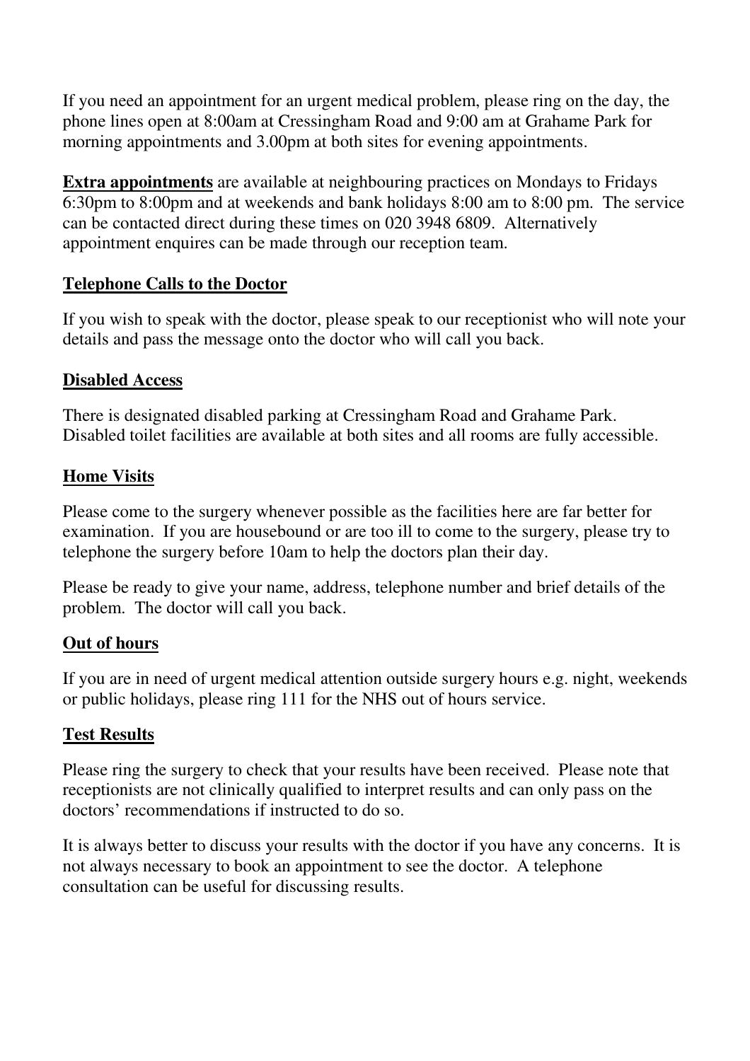If you need an appointment for an urgent medical problem, please ring on the day, the phone lines open at 8:00am at Cressingham Road and 9:00 am at Grahame Park for morning appointments and 3.00pm at both sites for evening appointments.

**Extra appointments** are available at neighbouring practices on Mondays to Fridays 6:30pm to 8:00pm and at weekends and bank holidays 8:00 am to 8:00 pm. The service can be contacted direct during these times on 020 3948 6809. Alternatively appointment enquires can be made through our reception team.

## Telephone Calls to the Doctor

If you wish to speak with the doctor, please speak to our receptionist who will note your details and pass the message onto the doctor who will call you back.

## Disabled Access

There is designated disabled parking at Cressingham Road and Grahame Park. Disabled toilet facilities are available at both sites and all rooms are fully accessible.

## Home Visits

Please come to the surgery whenever possible as the facilities here are far better for examination. If you are housebound or are too ill to come to the surgery, please try to telephone the surgery before 10am to help the doctors plan their day.

Please be ready to give your name, address, telephone number and brief details of the problem. The doctor will call you back.

## Out of hours

If you are in need of urgent medical attention outside surgery hours e.g. night, weekends or public holidays, please ring 111 for the NHS out of hours service.

## Test Results

Please ring the surgery to check that your results have been received. Please note that receptionists are not clinically qualified to interpret results and can only pass on the doctors' recommendations if instructed to do so.

It is always better to discuss your results with the doctor if you have any concerns. It is not always necessary to book an appointment to see the doctor. A telephone consultation can be useful for discussing results.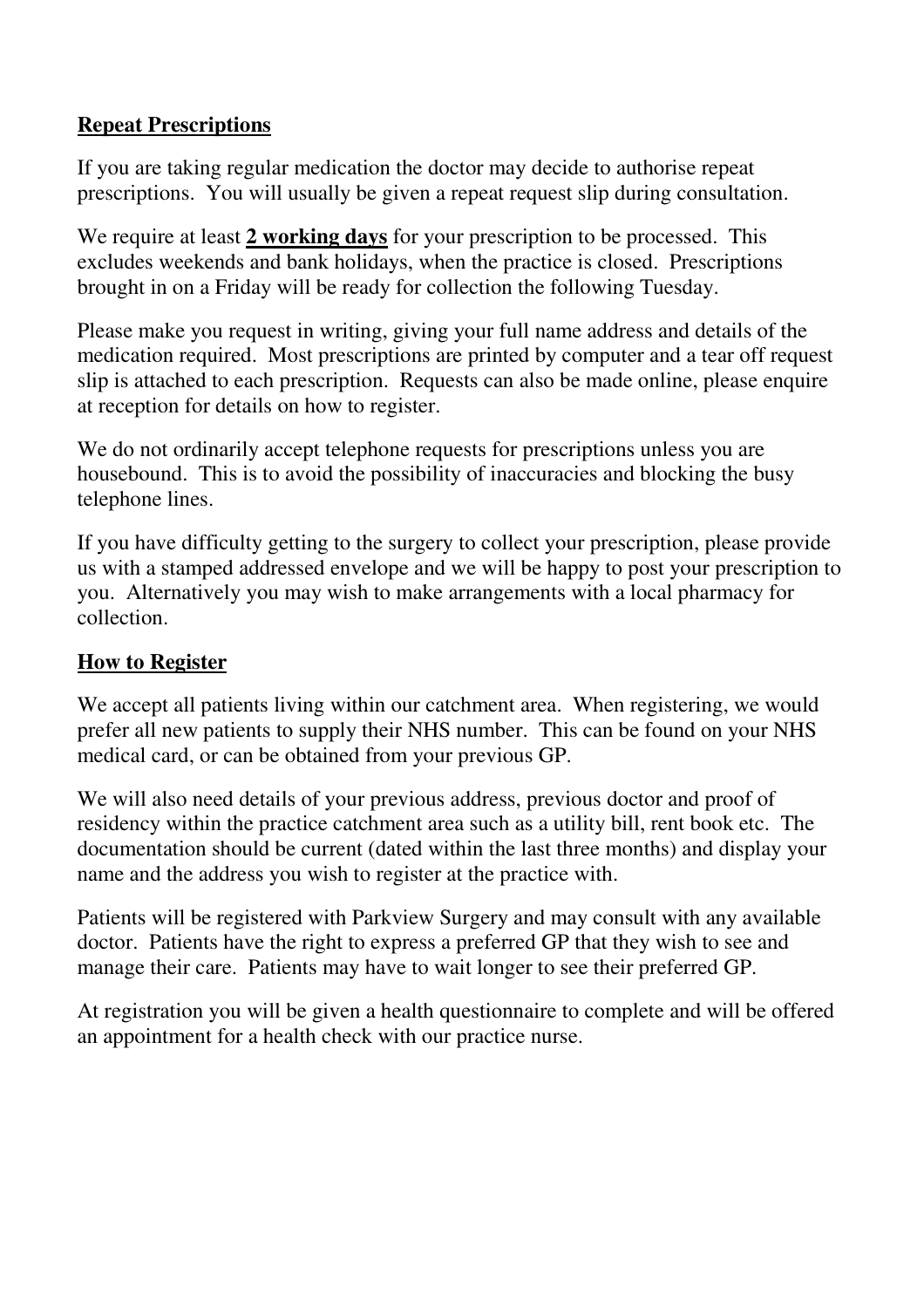## **Repeat Prescriptions**

If you are taking regular medication the doctor may decide to authorise repeat prescriptions. You will usually be given a repeat request slip during consultation.

We require at least **2 working days** for your prescription to be processed. This excludes weekends and bank holidays, when the practice is closed. Prescriptions brought in on a Friday will be ready for collection the following Tuesday.

Please make you request in writing, giving your full name address and details of the medication required. Most prescriptions are printed by computer and a tear off request slip is attached to each prescription. Requests can also be made online, please enquire at reception for details on how to register.

We do not ordinarily accept telephone requests for prescriptions unless you are housebound. This is to avoid the possibility of inaccuracies and blocking the busy telephone lines.

If you have difficulty getting to the surgery to collect your prescription, please provide us with a stamped addressed envelope and we will be happy to post your prescription to you. Alternatively you may wish to make arrangements with a local pharmacy for collection.

## **How to Register**

We accept all patients living within our catchment area. When registering, we would prefer all new patients to supply their NHS number. This can be found on your NHS medical card, or can be obtained from your previous GP.

We will also need details of your previous address, previous doctor and proof of residency within the practice catchment area such as a utility bill, rent book etc. The documentation should be current (dated within the last three months) and display your name and the address you wish to register at the practice with.

Patients will be registered with Parkview Surgery and may consult with any available doctor. Patients have the right to express a preferred GP that they wish to see and manage their care. Patients may have to wait longer to see their preferred GP.

At registration you will be given a health questionnaire to complete and will be offered an appointment for a health check with our practice nurse.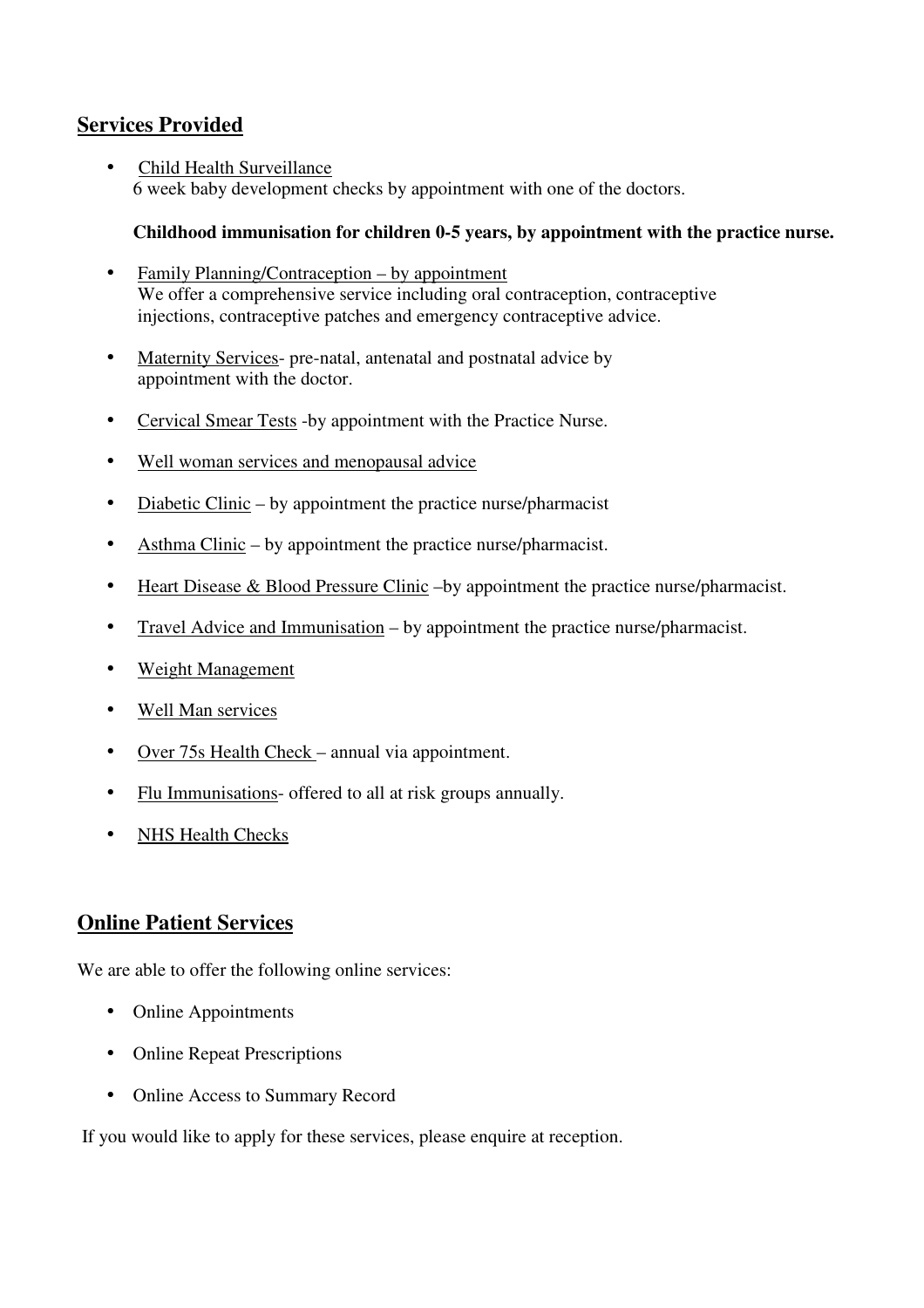## Services Provided

- Child Health Surveillance
  6 week baby development checks by appointment with one of the doctors.

  **Childhood immunisation for children 0-5 years, by appointment with the practice nurse.**

- Family Planning/Contraception – by appointment
  We offer a comprehensive service including oral contraception, contraceptive injections, contraceptive patches and emergency contraceptive advice.

- Maternity Services- pre-natal, antenatal and postnatal advice by appointment with the doctor.

- Cervical Smear Tests -by appointment with the Practice Nurse.

- Well woman services and menopausal advice

- Diabetic Clinic – by appointment the practice nurse/pharmacist

- Asthma Clinic – by appointment the practice nurse/pharmacist.

- Heart Disease & Blood Pressure Clinic –by appointment the practice nurse/pharmacist.

- Travel Advice and Immunisation – by appointment the practice nurse/pharmacist.

- Weight Management

- Well Man services

- Over 75s Health Check – annual via appointment.

- Flu Immunisations- offered to all at risk groups annually.

- NHS Health Checks

## Online Patient Services

We are able to offer the following online services:

- Online Appointments
- Online Repeat Prescriptions
- Online Access to Summary Record

If you would like to apply for these services, please enquire at reception.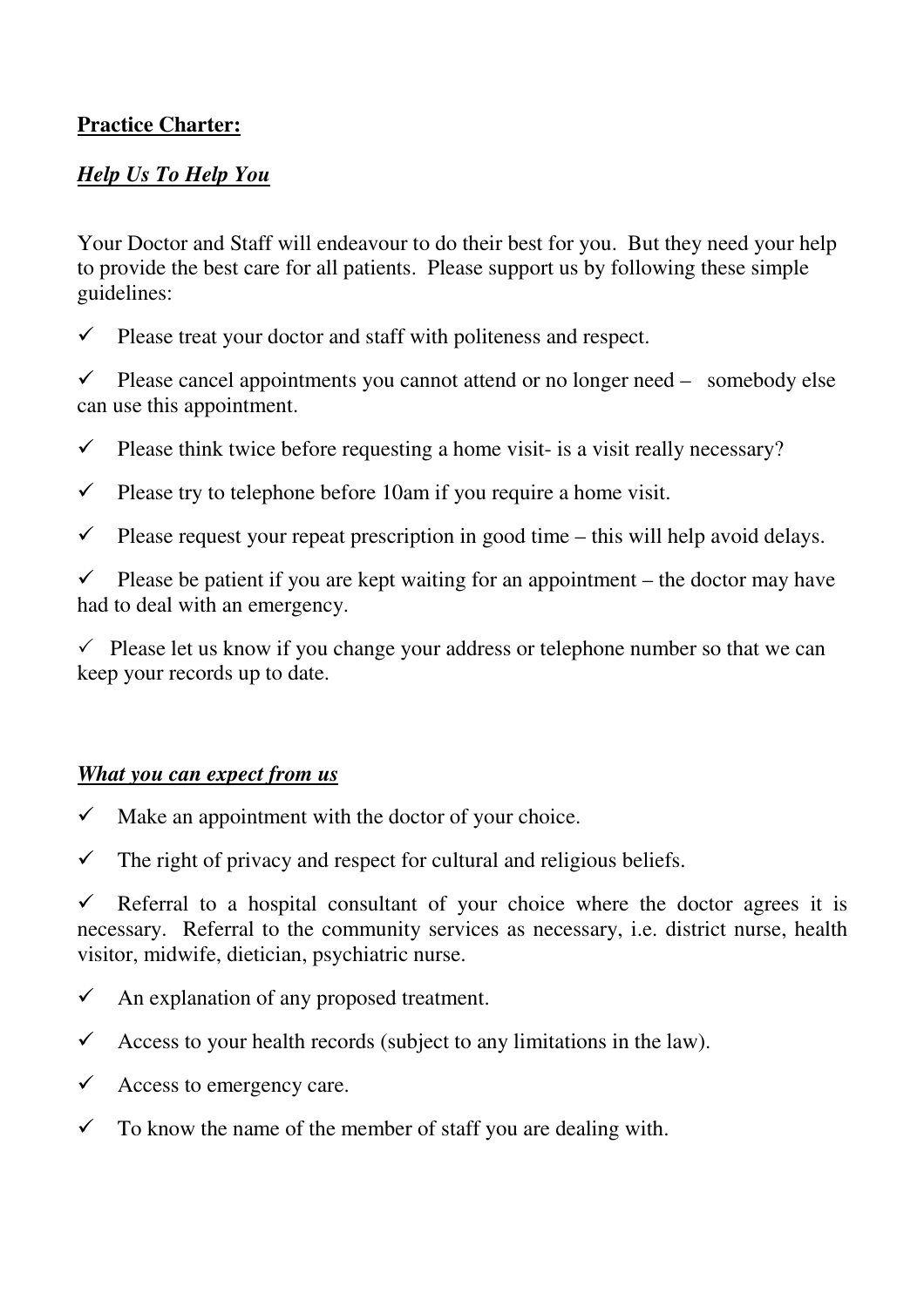**Practice Charter:**

***Help Us To Help You***

Your Doctor and Staff will endeavour to do their best for you. But they need your help to provide the best care for all patients. Please support us by following these simple guidelines:

- ✓ Please treat your doctor and staff with politeness and respect.
- ✓ Please cancel appointments you cannot attend or no longer need – somebody else can use this appointment.
- ✓ Please think twice before requesting a home visit- is a visit really necessary?
- ✓ Please try to telephone before 10am if you require a home visit.
- ✓ Please request your repeat prescription in good time – this will help avoid delays.
- ✓ Please be patient if you are kept waiting for an appointment – the doctor may have had to deal with an emergency.
- ✓ Please let us know if you change your address or telephone number so that we can keep your records up to date.

***What you can expect from us***

- ✓ Make an appointment with the doctor of your choice.
- ✓ The right of privacy and respect for cultural and religious beliefs.
- ✓ Referral to a hospital consultant of your choice where the doctor agrees it is necessary. Referral to the community services as necessary, i.e. district nurse, health visitor, midwife, dietician, psychiatric nurse.
- ✓ An explanation of any proposed treatment.
- ✓ Access to your health records (subject to any limitations in the law).
- ✓ Access to emergency care.
- ✓ To know the name of the member of staff you are dealing with.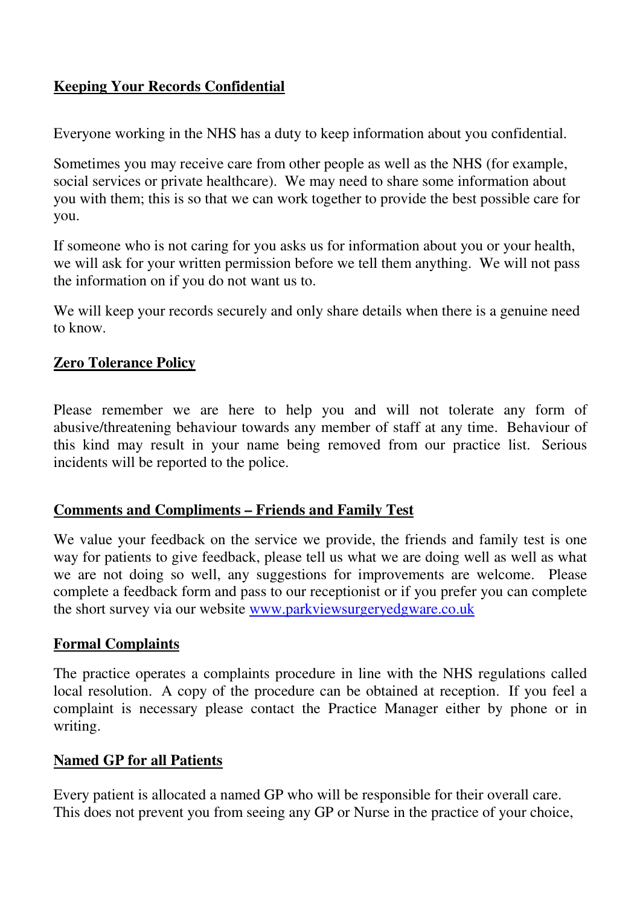## Keeping Your Records Confidential

Everyone working in the NHS has a duty to keep information about you confidential.

Sometimes you may receive care from other people as well as the NHS (for example, social services or private healthcare). We may need to share some information about you with them; this is so that we can work together to provide the best possible care for you.

If someone who is not caring for you asks us for information about you or your health, we will ask for your written permission before we tell them anything. We will not pass the information on if you do not want us to.

We will keep your records securely and only share details when there is a genuine need to know.

## Zero Tolerance Policy

Please remember we are here to help you and will not tolerate any form of abusive/threatening behaviour towards any member of staff at any time. Behaviour of this kind may result in your name being removed from our practice list. Serious incidents will be reported to the police.

## Comments and Compliments – Friends and Family Test

We value your feedback on the service we provide, the friends and family test is one way for patients to give feedback, please tell us what we are doing well as well as what we are not doing so well, any suggestions for improvements are welcome. Please complete a feedback form and pass to our receptionist or if you prefer you can complete the short survey via our website [www.parkviewsurgeryedgware.co.uk](http://www.parkviewsurgeryedgware.co.uk)

## Formal Complaints

The practice operates a complaints procedure in line with the NHS regulations called local resolution. A copy of the procedure can be obtained at reception. If you feel a complaint is necessary please contact the Practice Manager either by phone or in writing.

## Named GP for all Patients

Every patient is allocated a named GP who will be responsible for their overall care. This does not prevent you from seeing any GP or Nurse in the practice of your choice,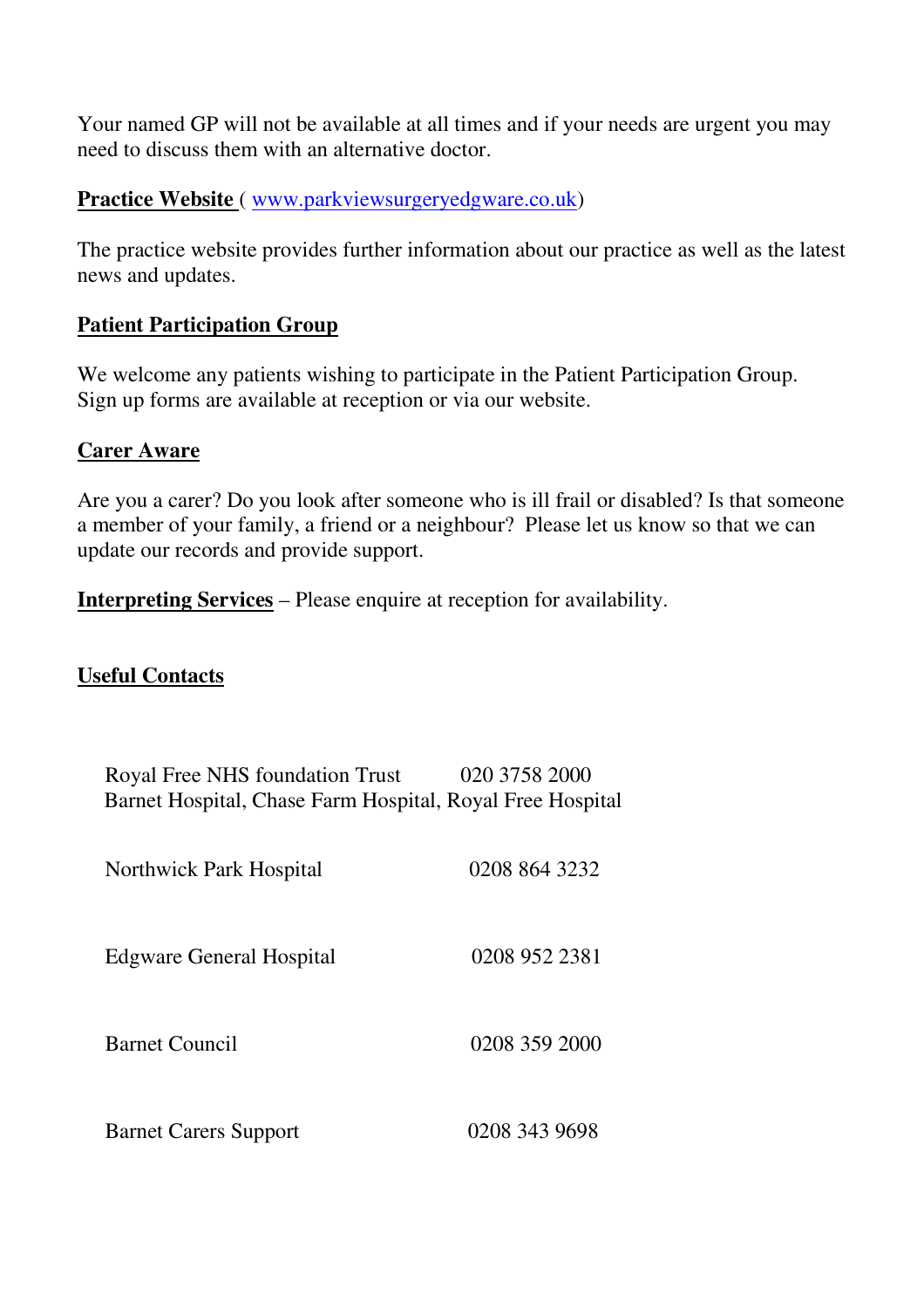Your named GP will not be available at all times and if your needs are urgent you may need to discuss them with an alternative doctor.

**Practice Website** ( www.parkviewsurgeryedgware.co.uk)

The practice website provides further information about our practice as well as the latest news and updates.

**Patient Participation Group**

We welcome any patients wishing to participate in the Patient Participation Group. Sign up forms are available at reception or via our website.

**Carer Aware**

Are you a carer? Do you look after someone who is ill frail or disabled? Is that someone a member of your family, a friend or a neighbour? Please let us know so that we can update our records and provide support.

**Interpreting Services** – Please enquire at reception for availability.

**Useful Contacts**

| | |
|---|---|
| Royal Free NHS foundation Trust<br>Barnet Hospital, Chase Farm Hospital, Royal Free Hospital | 020 3758 2000 |
| Northwick Park Hospital | 0208 864 3232 |
| Edgware General Hospital | 0208 952 2381 |
| Barnet Council | 0208 359 2000 |
| Barnet Carers Support | 0208 343 9698 |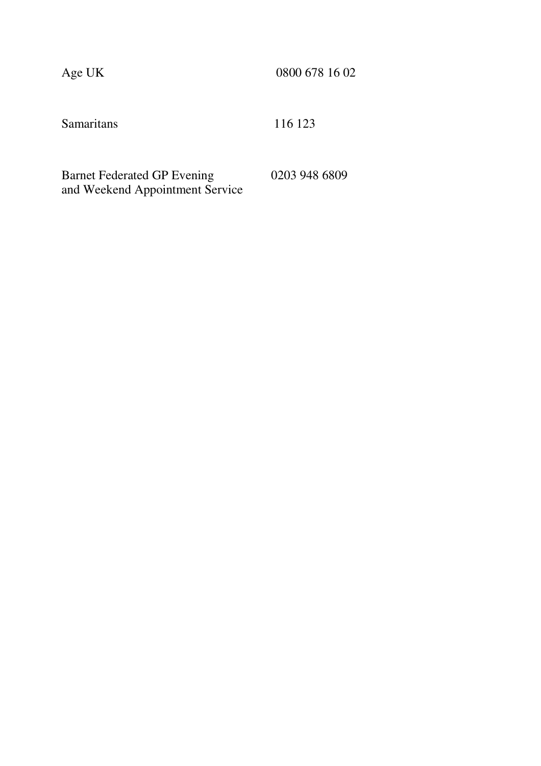| | |
|---|---|
| Age UK | 0800 678 16 02 |
| Samaritans | 116 123 |
| Barnet Federated GP Evening and Weekend Appointment Service | 0203 948 6809 |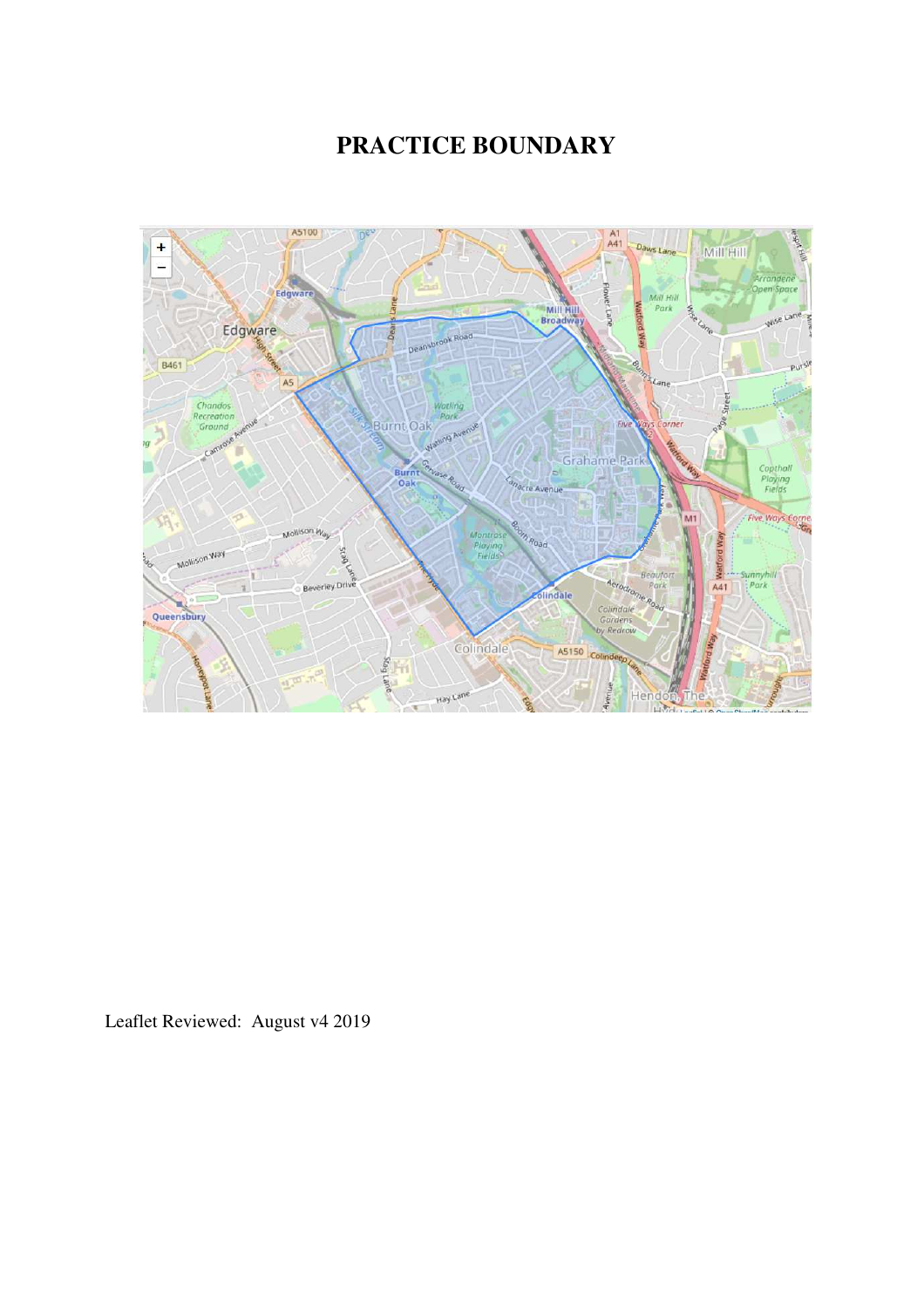# PRACTICE BOUNDARY

Leaflet Reviewed: August v4 2019